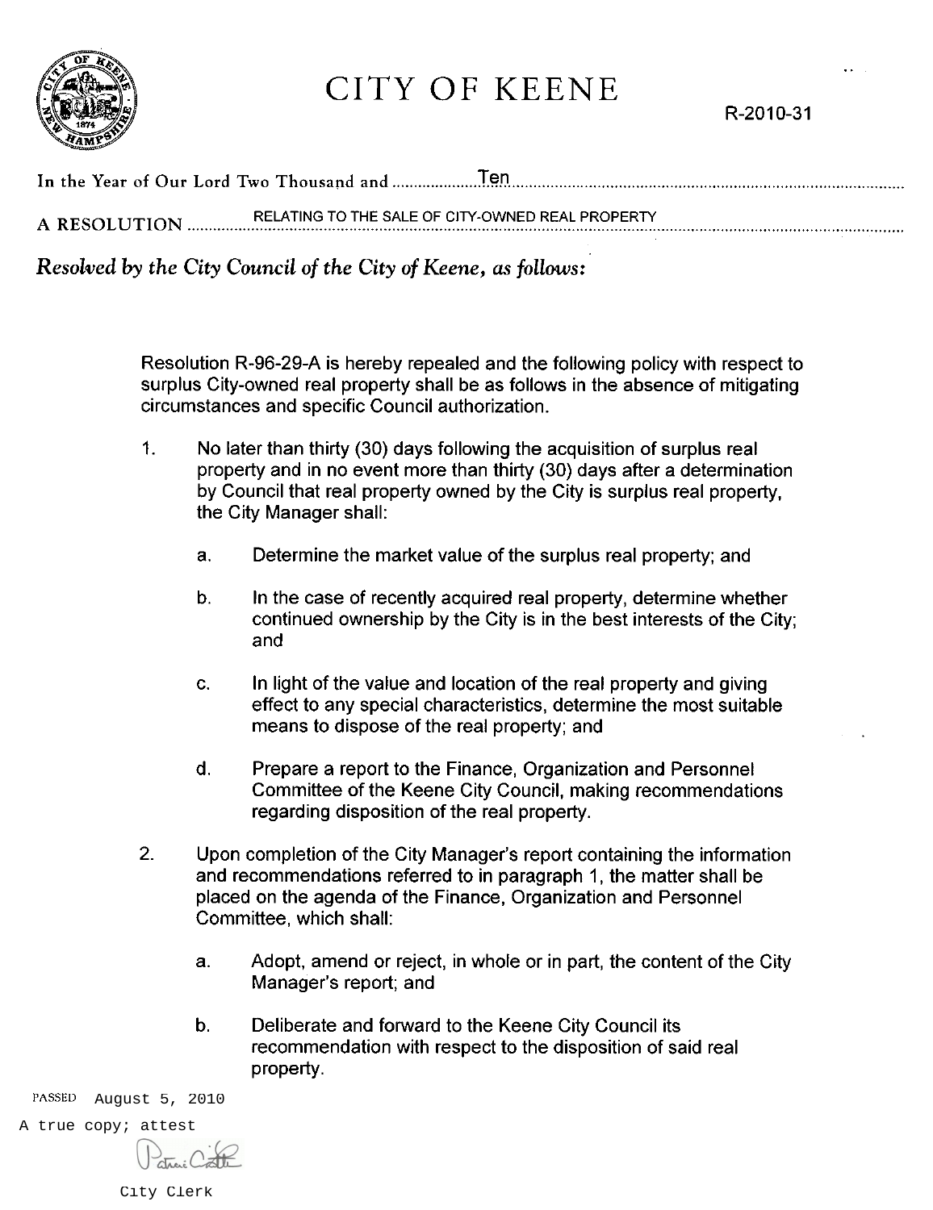# CITY OF KEENE

R-2010-31

In the Year of Our Lord Two Thousand and Ten

A RESOLUTION RELATING TO THE SALE OF CITY-OWNED REAL PROPERTY

*Resolved by the City Council of the City of Keene, as follows:*

Resolution R-96-29-A is hereby repealed and the following policy with respect to surplus City-owned real property shall be as follows in the absence of mitigating circumstances and specific Council authorization.

1. No later than thirty (30) days following the acquisition of surplus real property and in no event more than thirty (30) days after a determination by Council that real property owned by the City is surplus real property, the City Manager shall:

   a. Determine the market value of the surplus real property; and

   b. In the case of recently acquired real property, determine whether continued ownership by the City is in the best interests of the City; and

   c. In light of the value and location of the real property and giving effect to any special characteristics, determine the most suitable means to dispose of the real property; and

   d. Prepare a report to the Finance, Organization and Personnel Committee of the Keene City Council, making recommendations regarding disposition of the real property.

2. Upon completion of the City Manager's report containing the information and recommendations referred to in paragraph 1, the matter shall be placed on the agenda of the Finance, Organization and Personnel Committee, which shall:

   a. Adopt, amend or reject, in whole or in part, the content of the City Manager's report; and

   b. Deliberate and forward to the Keene City Council its recommendation with respect to the disposition of said real property.

PASSED August 5, 2010

A true copy; attest

City Clerk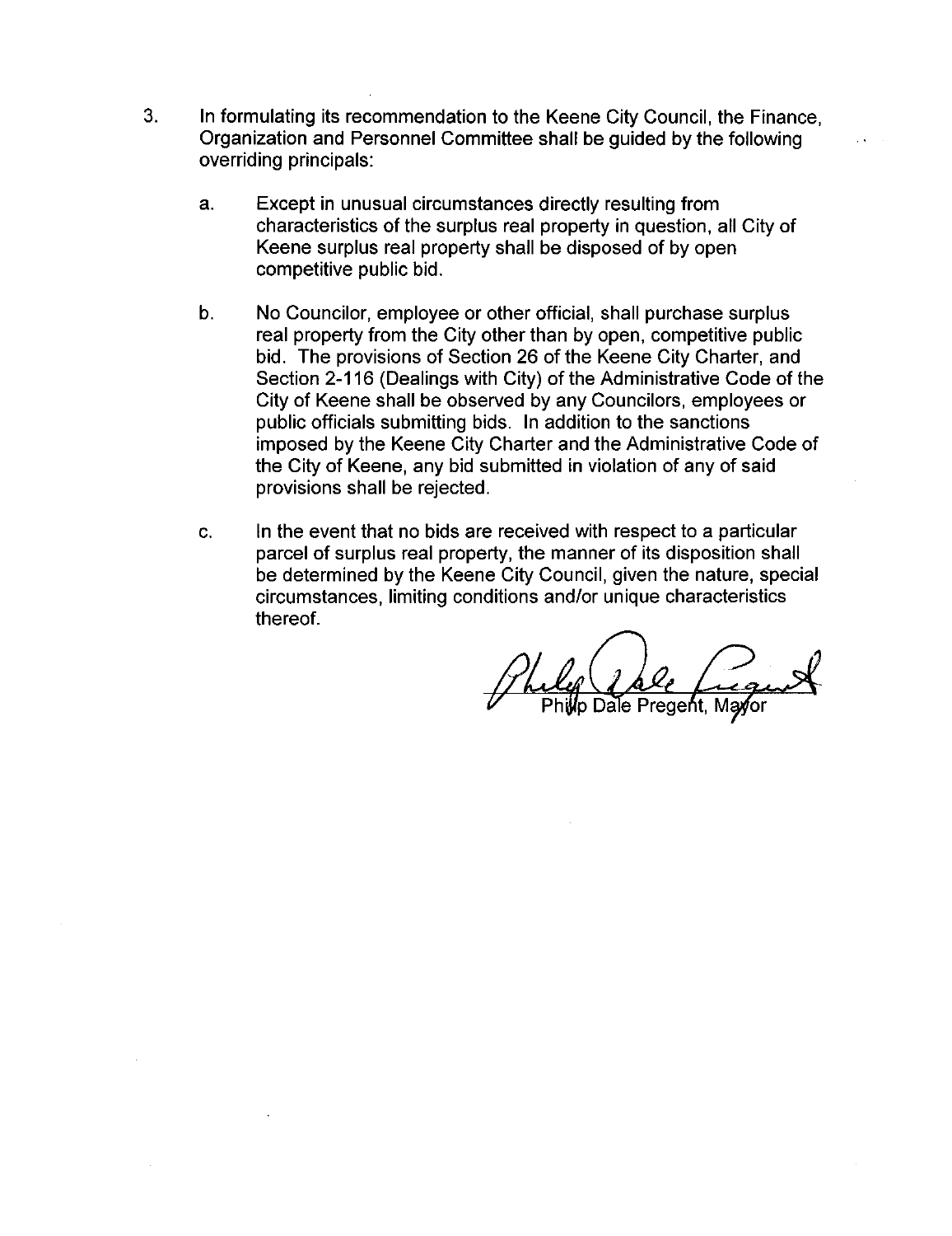3. In formulating its recommendation to the Keene City Council, the Finance, Organization and Personnel Committee shall be guided by the following overriding principals:

   a. Except in unusual circumstances directly resulting from characteristics of the surplus real property in question, all City of Keene surplus real property shall be disposed of by open competitive public bid.

   b. No Councilor, employee or other official, shall purchase surplus real property from the City other than by open, competitive public bid. The provisions of Section 26 of the Keene City Charter, and Section 2-116 (Dealings with City) of the Administrative Code of the City of Keene shall be observed by any Councilors, employees or public officials submitting bids. In addition to the sanctions imposed by the Keene City Charter and the Administrative Code of the City of Keene, any bid submitted in violation of any of said provisions shall be rejected.

   c. In the event that no bids are received with respect to a particular parcel of surplus real property, the manner of its disposition shall be determined by the Keene City Council, given the nature, special circumstances, limiting conditions and/or unique characteristics thereof.

Philip Dale Pregent, Mayor